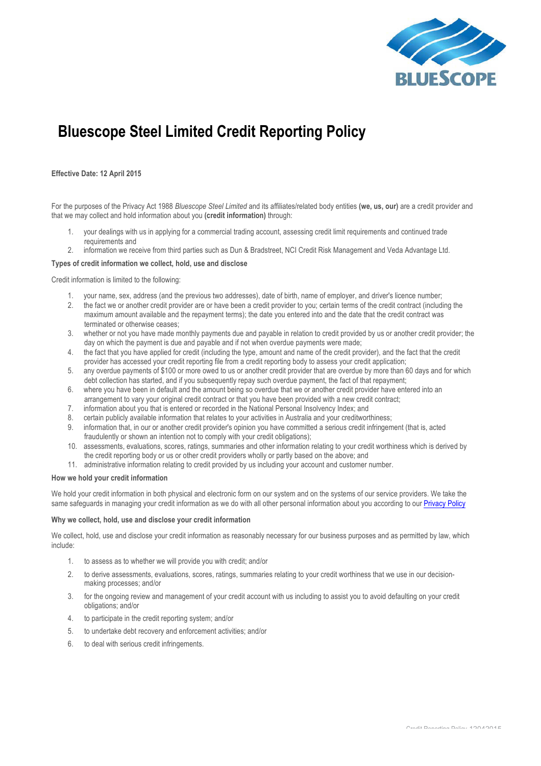# Bluescope Steel Limited Credit Reporting Policy

**Effective Date: 12 April 2015**

For the purposes of the Privacy Act 1988 *Bluescope Steel Limited* and its affiliates/related body entities **(we, us, our)** are a credit provider and that we may collect and hold information about you **(credit information)** through:

1. your dealings with us in applying for a commercial trading account, assessing credit limit requirements and continued trade requirements and
2. information we receive from third parties such as Dun & Bradstreet, NCI Credit Risk Management and Veda Advantage Ltd.

**Types of credit information we collect, hold, use and disclose**

Credit information is limited to the following:

1. your name, sex, address (and the previous two addresses), date of birth, name of employer, and driver's licence number;
2. the fact we or another credit provider are or have been a credit provider to you; certain terms of the credit contract (including the maximum amount available and the repayment terms); the date you entered into and the date that the credit contract was terminated or otherwise ceases;
3. whether or not you have made monthly payments due and payable in relation to credit provided by us or another credit provider; the day on which the payment is due and payable and if not when overdue payments were made;
4. the fact that you have applied for credit (including the type, amount and name of the credit provider), and the fact that the credit provider has accessed your credit reporting file from a credit reporting body to assess your credit application;
5. any overdue payments of $100 or more owed to us or another credit provider that are overdue by more than 60 days and for which debt collection has started, and if you subsequently repay such overdue payment, the fact of that repayment;
6. where you have been in default and the amount being so overdue that we or another credit provider have entered into an arrangement to vary your original credit contract or that you have been provided with a new credit contract;
7. information about you that is entered or recorded in the National Personal Insolvency Index; and
8. certain publicly available information that relates to your activities in Australia and your creditworthiness;
9. information that, in our or another credit provider's opinion you have committed a serious credit infringement (that is, acted fraudulently or shown an intention not to comply with your credit obligations);
10. assessments, evaluations, scores, ratings, summaries and other information relating to your credit worthiness which is derived by the credit reporting body or us or other credit providers wholly or partly based on the above; and
11. administrative information relating to credit provided by us including your account and customer number.

**How we hold your credit information**

We hold your credit information in both physical and electronic form on our system and on the systems of our service providers. We take the same safeguards in managing your credit information as we do with all other personal information about you according to our Privacy Policy

**Why we collect, hold, use and disclose your credit information**

We collect, hold, use and disclose your credit information as reasonably necessary for our business purposes and as permitted by law, which include:

1. to assess as to whether we will provide you with credit; and/or
2. to derive assessments, evaluations, scores, ratings, summaries relating to your credit worthiness that we use in our decision-making processes; and/or
3. for the ongoing review and management of your credit account with us including to assist you to avoid defaulting on your credit obligations; and/or
4. to participate in the credit reporting system; and/or
5. to undertake debt recovery and enforcement activities; and/or
6. to deal with serious credit infringements.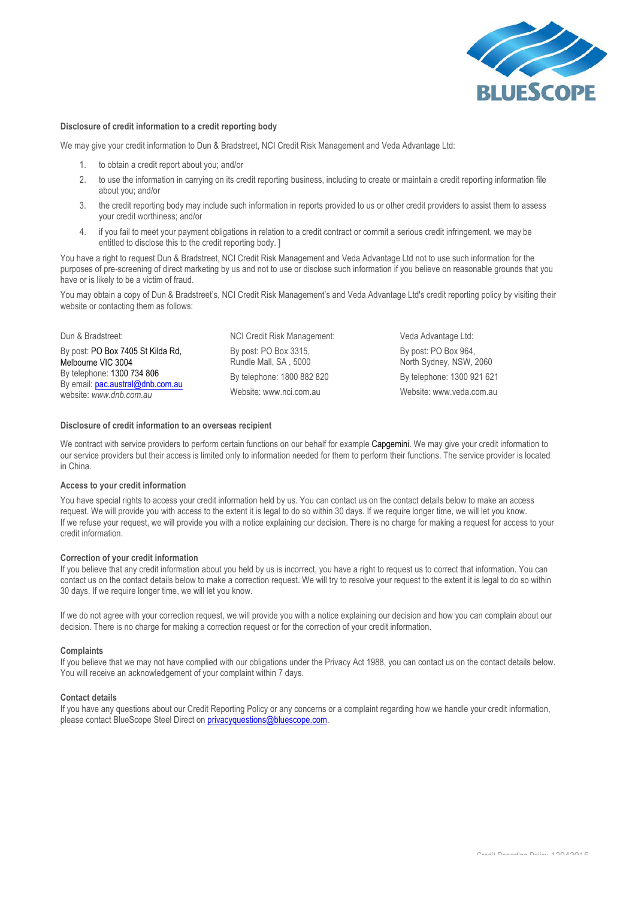### Disclosure of credit information to a credit reporting body

We may give your credit information to Dun & Bradstreet, NCI Credit Risk Management and Veda Advantage Ltd:

1. to obtain a credit report about you; and/or
2. to use the information in carrying on its credit reporting business, including to create or maintain a credit reporting information file about you; and/or
3. the credit reporting body may include such information in reports provided to us or other credit providers to assist them to assess your credit worthiness; and/or
4. if you fail to meet your payment obligations in relation to a credit contract or commit a serious credit infringement, we may be entitled to disclose this to the credit reporting body. ]

You have a right to request Dun & Bradstreet, NCI Credit Risk Management and Veda Advantage Ltd not to use such information for the purposes of pre-screening of direct marketing by us and not to use or disclose such information if you believe on reasonable grounds that you have or is likely to be a victim of fraud.

You may obtain a copy of Dun & Bradstreet's, NCI Credit Risk Management's and Veda Advantage Ltd's credit reporting policy by visiting their website or contacting them as follows:

Dun & Bradstreet:

By post: PO Box 7405 St Kilda Rd, Melbourne VIC 3004
By telephone: 1300 734 806
By email: pac.austral@dnb.com.au
website: *www.dnb.com.au*

NCI Credit Risk Management:

By post: PO Box 3315, Rundle Mall, SA , 5000
By telephone: 1800 882 820
Website: www.nci.com.au

Veda Advantage Ltd:

By post: PO Box 964, North Sydney, NSW, 2060
By telephone: 1300 921 621
Website: www.veda.com.au

### Disclosure of credit information to an overseas recipient

We contract with service providers to perform certain functions on our behalf for example Capgemini. We may give your credit information to our service providers but their access is limited only to information needed for them to perform their functions. The service provider is located in China.

### Access to your credit information

You have special rights to access your credit information held by us. You can contact us on the contact details below to make an access request. We will provide you with access to the extent it is legal to do so within 30 days. If we require longer time, we will let you know. If we refuse your request, we will provide you with a notice explaining our decision. There is no charge for making a request for access to your credit information.

### Correction of your credit information

If you believe that any credit information about you held by us is incorrect, you have a right to request us to correct that information. You can contact us on the contact details below to make a correction request. We will try to resolve your request to the extent it is legal to do so within 30 days. If we require longer time, we will let you know.

If we do not agree with your correction request, we will provide you with a notice explaining our decision and how you can complain about our decision. There is no charge for making a correction request or for the correction of your credit information.

### Complaints

If you believe that we may not have complied with our obligations under the Privacy Act 1988, you can contact us on the contact details below. You will receive an acknowledgement of your complaint within 7 days.

### Contact details

If you have any questions about our Credit Reporting Policy or any concerns or a complaint regarding how we handle your credit information, please contact BlueScope Steel Direct on privacyquestions@bluescope.com.